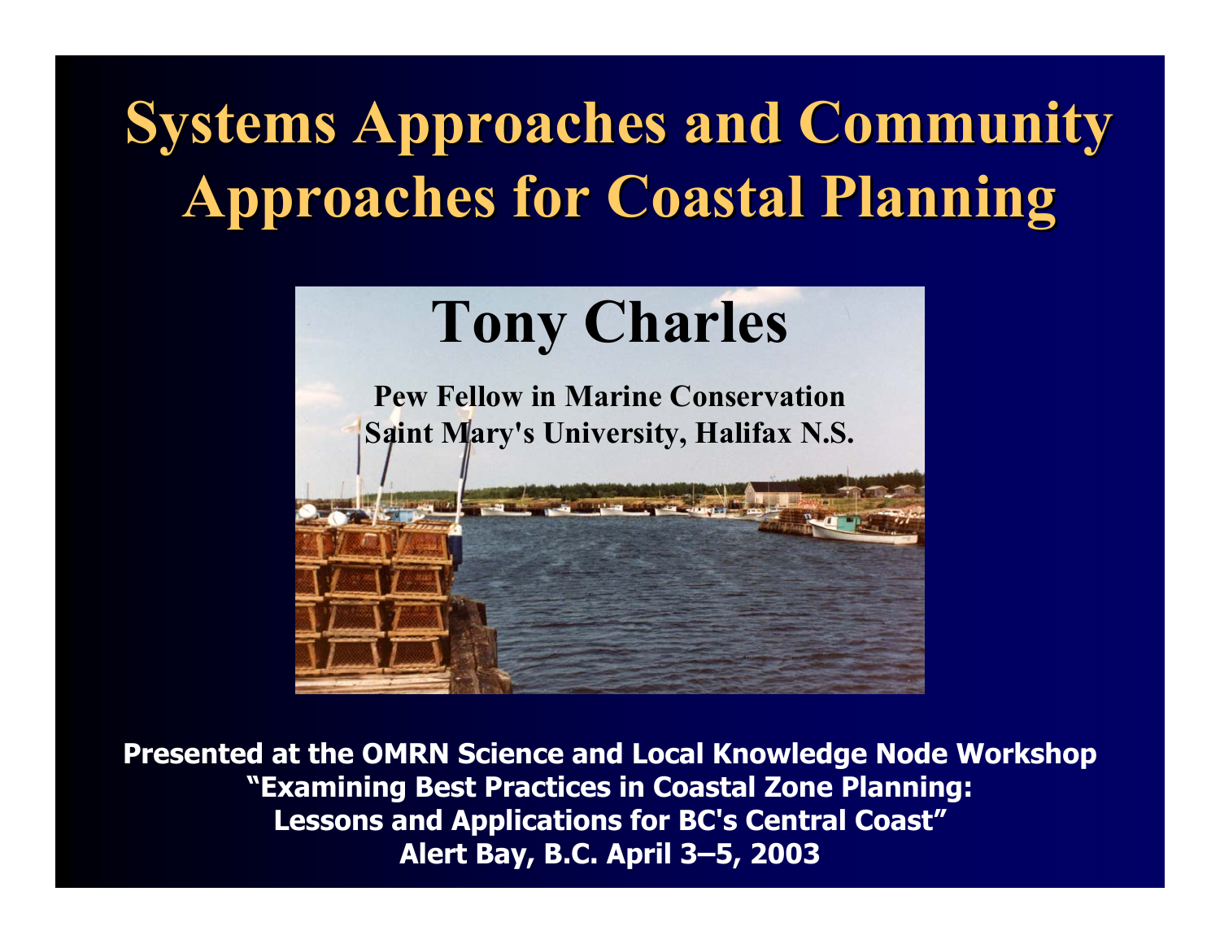# Systems Approaches and Community Approaches for Coastal Planning

## Tony Charles

**Pew Fellow in Marine Conservation**
**Saint Mary's University, Halifax N.S.**

**Presented at the OMRN Science and Local Knowledge Node Workshop**
**"Examining Best Practices in Coastal Zone Planning:**
**Lessons and Applications for BC's Central Coast"**
**Alert Bay, B.C. April 3–5, 2003**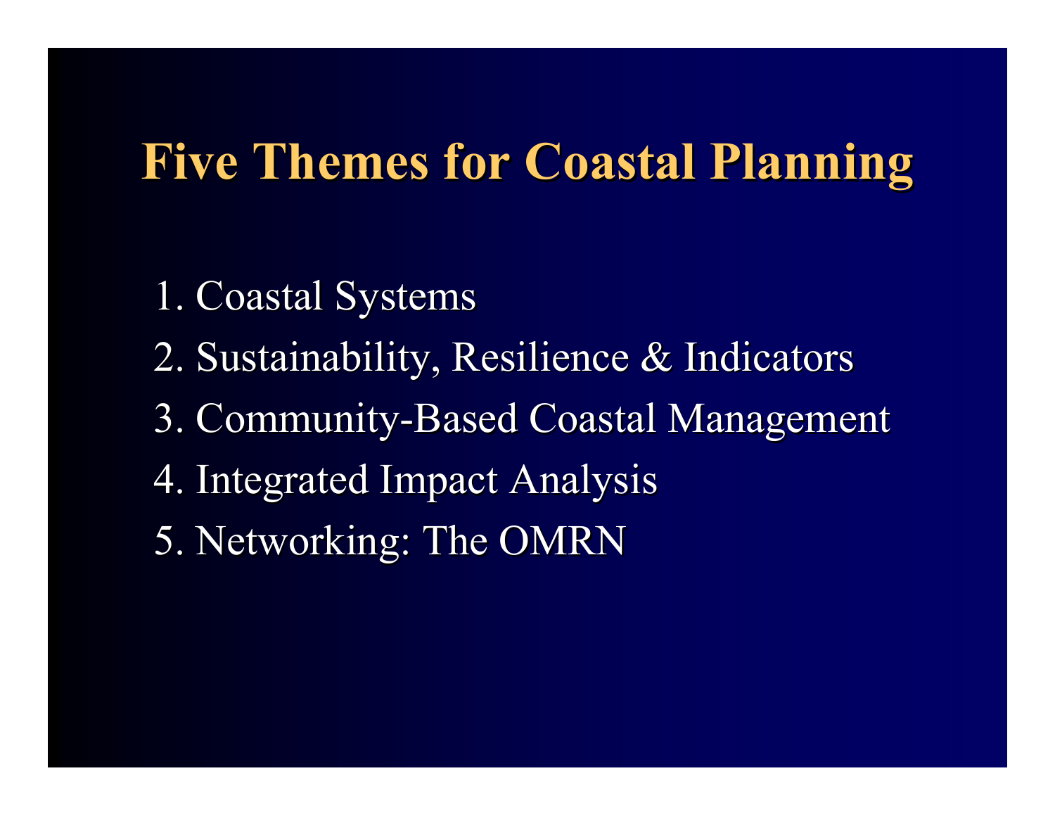# Five Themes for Coastal Planning

1. Coastal Systems
2. Sustainability, Resilience & Indicators
3. Community-Based Coastal Management
4. Integrated Impact Analysis
5. Networking: The OMRN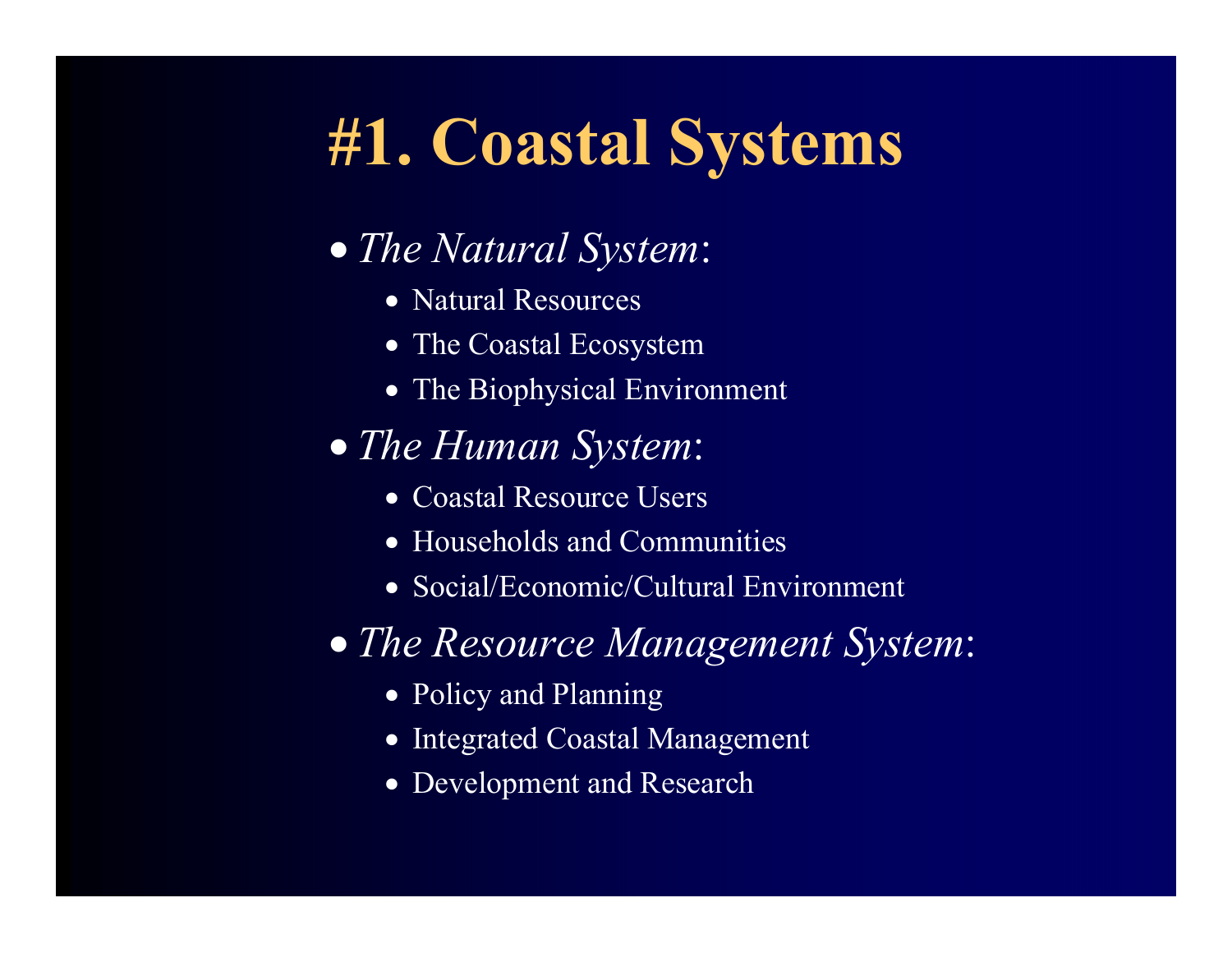# #1. Coastal Systems

- *The Natural System*:
  - Natural Resources
  - The Coastal Ecosystem
  - The Biophysical Environment
- *The Human System*:
  - Coastal Resource Users
  - Households and Communities
  - Social/Economic/Cultural Environment
- *The Resource Management System*:
  - Policy and Planning
  - Integrated Coastal Management
  - Development and Research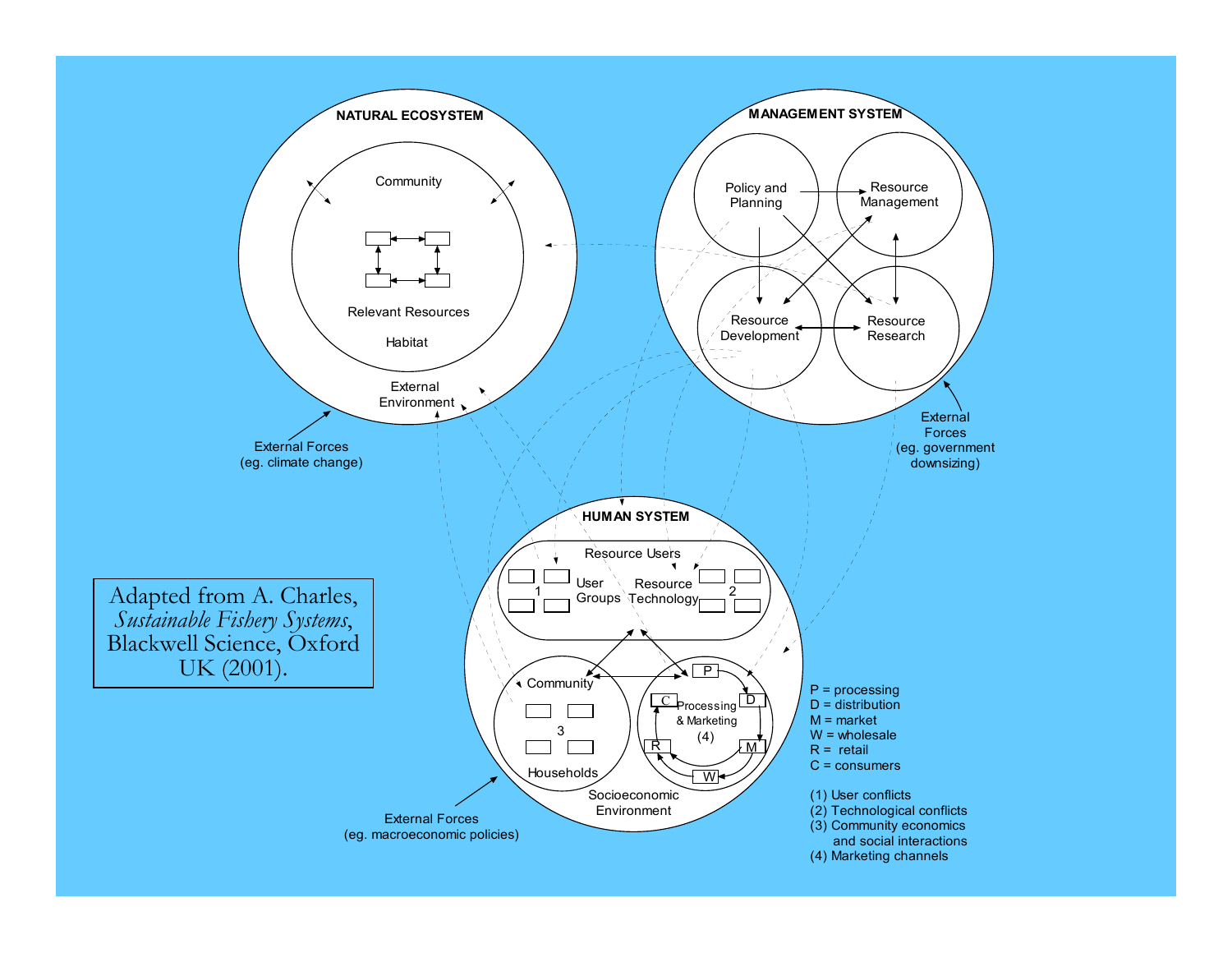NATURAL ECOSYSTEM

Community

Relevant Resources

Habitat

External Environment

External Forces (eg. climate change)

MANAGEMENT SYSTEM

Policy and Planning

Resource Management

Resource Development

Resource Research

External Forces (eg. government downsizing)

HUMAN SYSTEM

Resource Users

1 User Groups

Resource Technology 2

Community

3

Households

P

C

D

Processing & Marketing (4)

R

M

W

Socioeconomic Environment

External Forces (eg. macroeconomic policies)

P = processing
D = distribution
M = market
W = wholesale
R = retail
C = consumers

(1) User conflicts
(2) Technological conflicts
(3) Community economics and social interactions
(4) Marketing channels

Adapted from A. Charles, *Sustainable Fishery Systems*, Blackwell Science, Oxford UK (2001).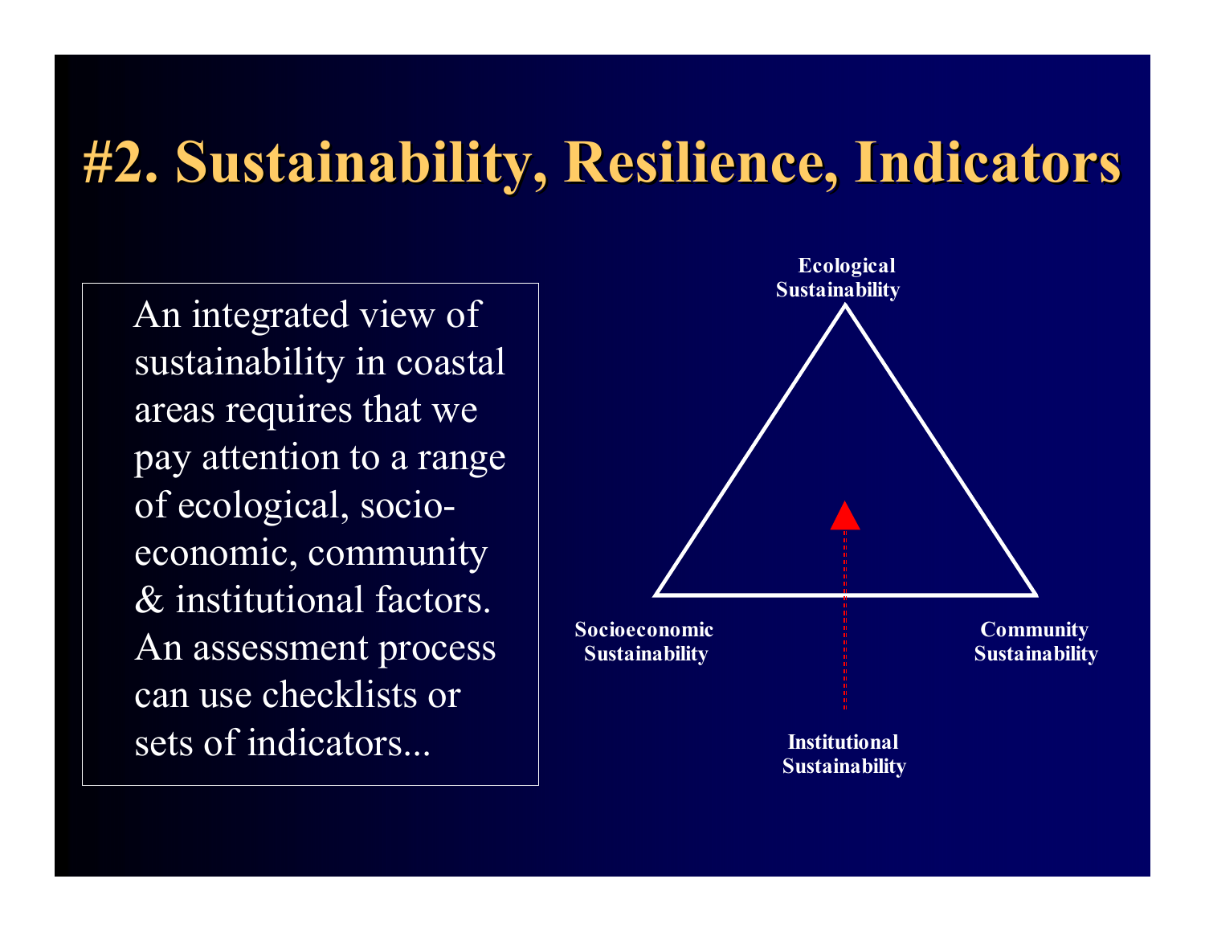# #2. Sustainability, Resilience, Indicators

An integrated view of sustainability in coastal areas requires that we pay attention to a range of ecological, socio-economic, community & institutional factors. An assessment process can use checklists or sets of indicators...

Ecological Sustainability

Socioeconomic Sustainability

Community Sustainability

Institutional Sustainability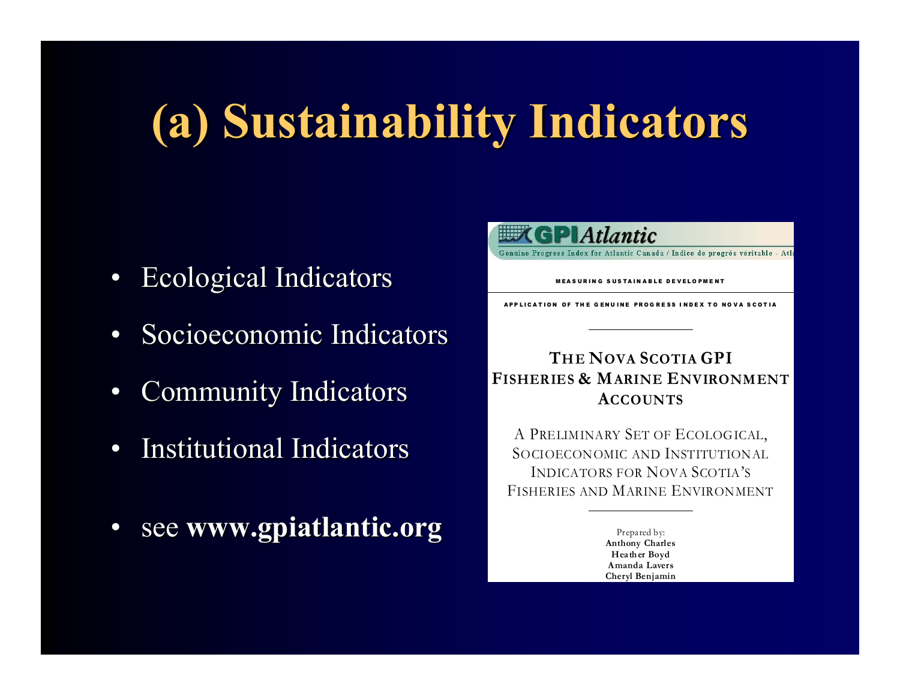# (a) Sustainability Indicators

- Ecological Indicators
- Socioeconomic Indicators
- Community Indicators
- Institutional Indicators
- see **www.gpiatlantic.org**

GPIAtlantic

Genuine Progress Index for Atlantic Canada / Indice de progrès véritable - Atla

MEASURING SUSTAINABLE DEVELOPMENT

APPLICATION OF THE GENUINE PROGRESS INDEX TO NOVA SCOTIA

**THE NOVA SCOTIA GPI FISHERIES & MARINE ENVIRONMENT ACCOUNTS**

A PRELIMINARY SET OF ECOLOGICAL, SOCIOECONOMIC AND INSTITUTIONAL INDICATORS FOR NOVA SCOTIA'S FISHERIES AND MARINE ENVIRONMENT

Prepared by:
**Anthony Charles**
**Heather Boyd**
**Amanda Lavers**
**Cheryl Benjamin**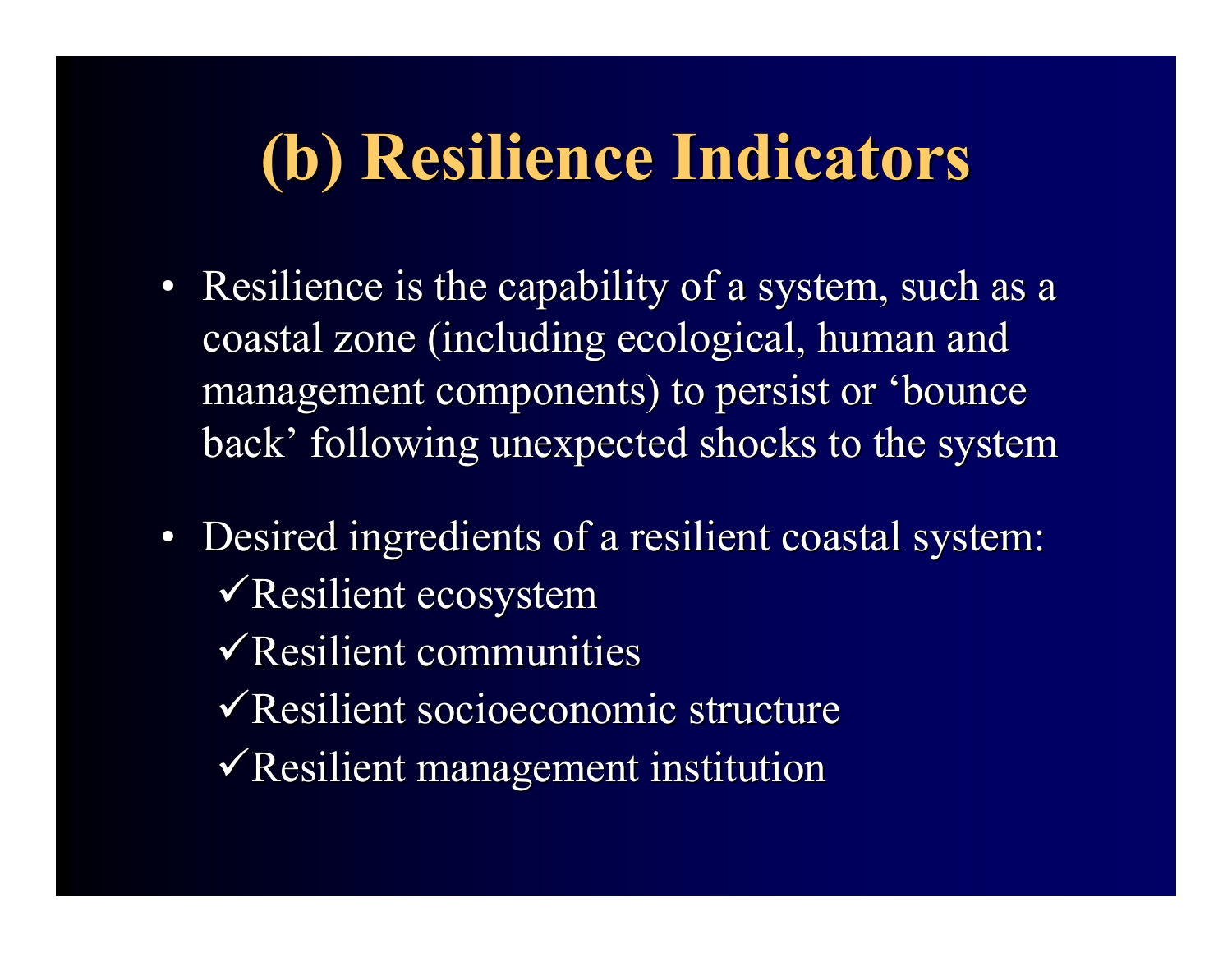# (b) Resilience Indicators

- Resilience is the capability of a system, such as a coastal zone (including ecological, human and management components) to persist or 'bounce back' following unexpected shocks to the system

- Desired ingredients of a resilient coastal system:
  - ✓Resilient ecosystem
  - ✓Resilient communities
  - ✓Resilient socioeconomic structure
  - ✓Resilient management institution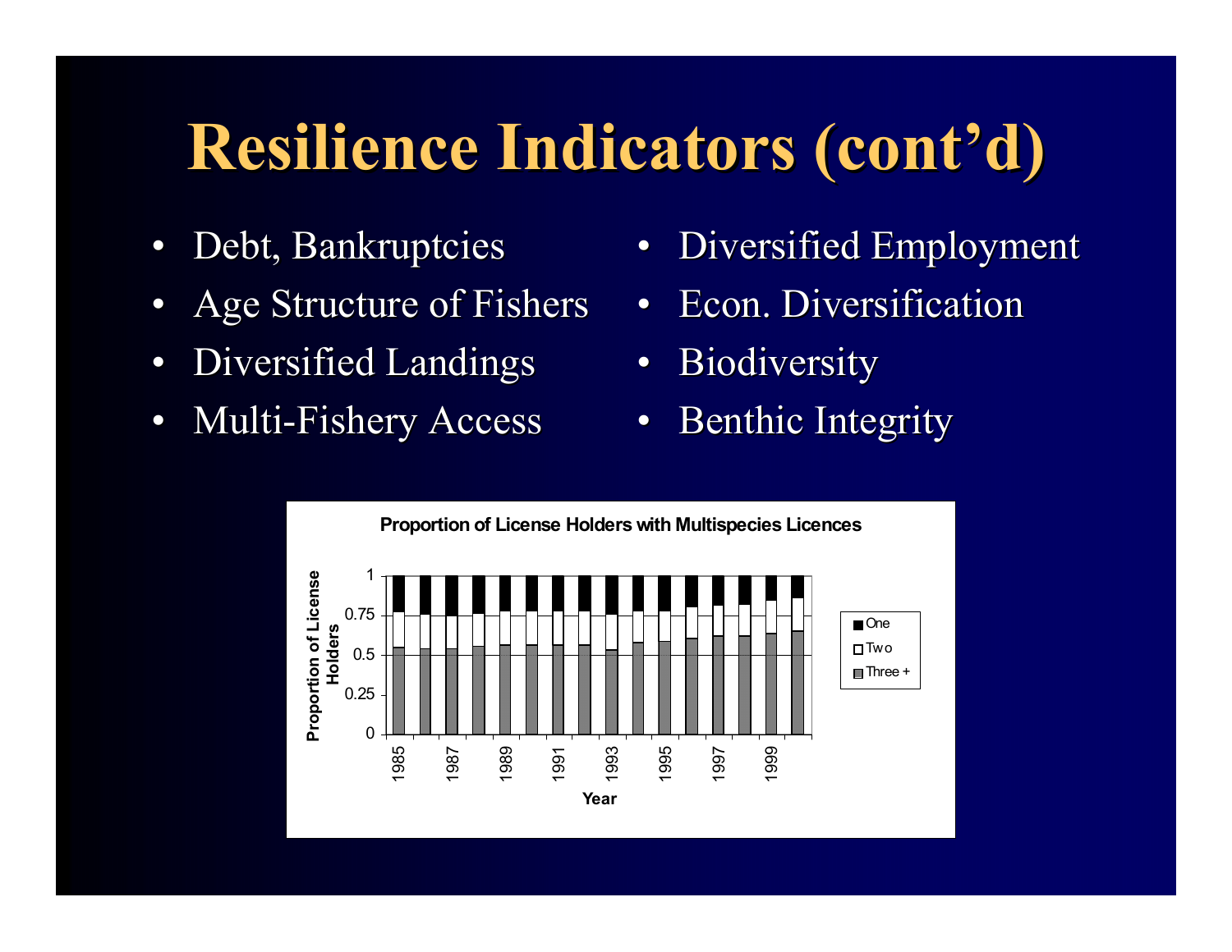# Resilience Indicators (cont'd)

- Debt, Bankruptcies
- Age Structure of Fishers
- Diversified Landings
- Multi-Fishery Access
- Diversified Employment
- Econ. Diversification
- Biodiversity
- Benthic Integrity

**Proportion of License Holders with Multispecies Licences**

Proportion of License Holders

Year

One

Two

Three +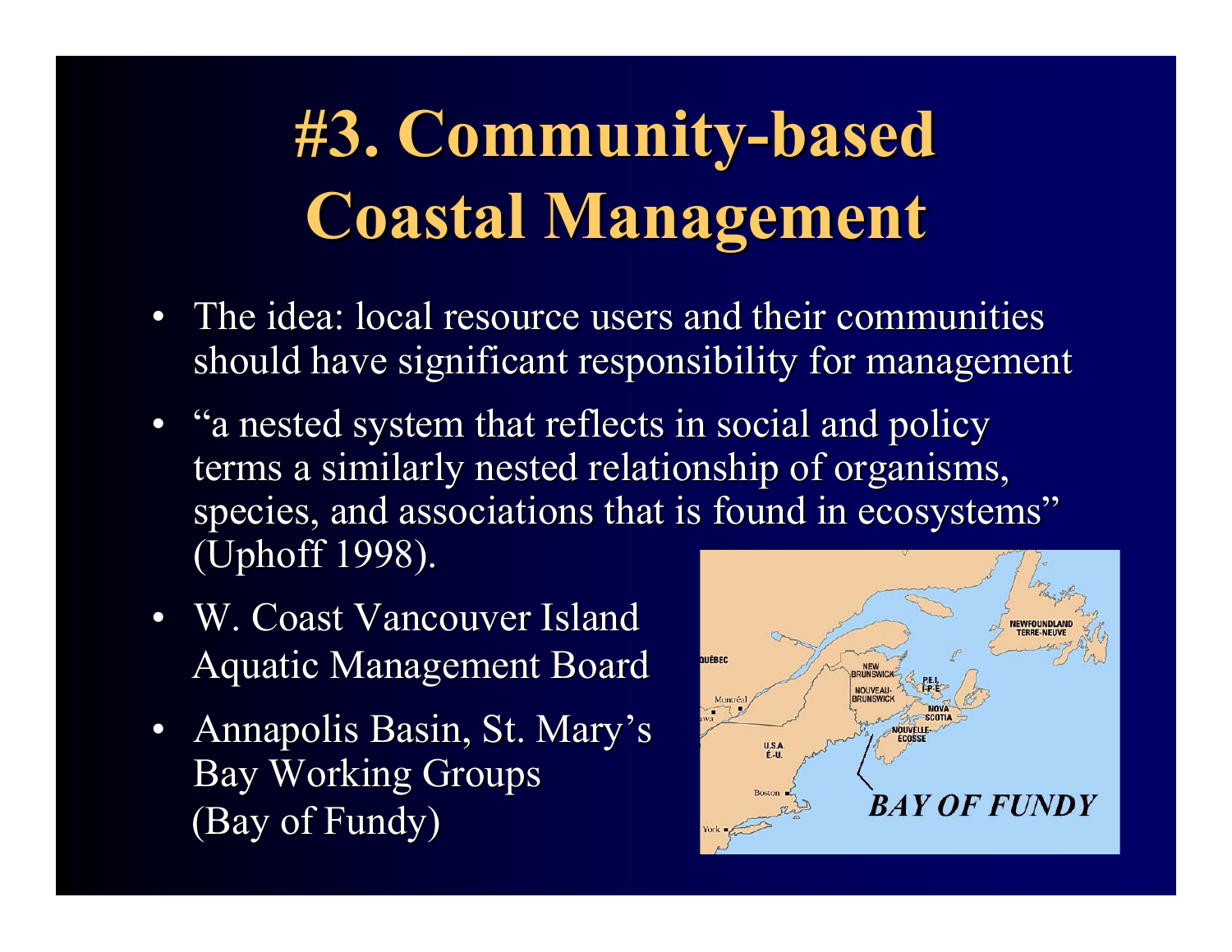# #3. Community-based Coastal Management

- The idea: local resource users and their communities should have significant responsibility for management
- "a nested system that reflects in social and policy terms a similarly nested relationship of organisms, species, and associations that is found in ecosystems" (Uphoff 1998).
- W. Coast Vancouver Island Aquatic Management Board
- Annapolis Basin, St. Mary's Bay Working Groups (Bay of Fundy)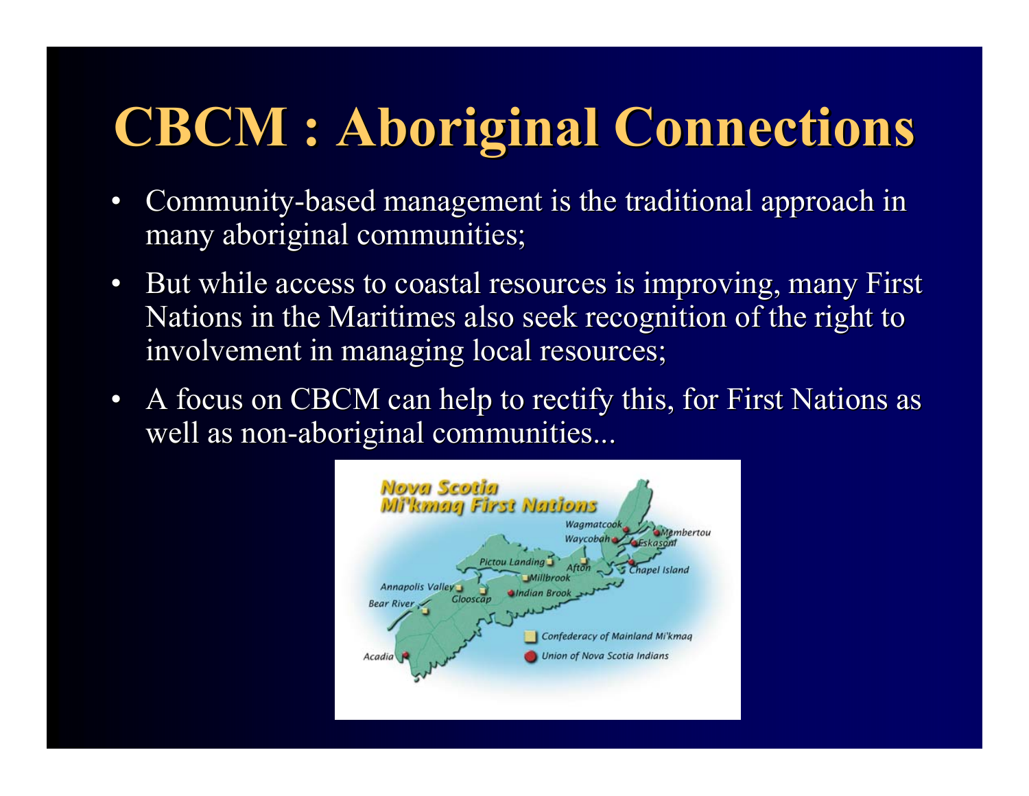# CBCM : Aboriginal Connections

- Community-based management is the traditional approach in many aboriginal communities;
- But while access to coastal resources is improving, many First Nations in the Maritimes also seek recognition of the right to involvement in managing local resources;
- A focus on CBCM can help to rectify this, for First Nations as well as non-aboriginal communities...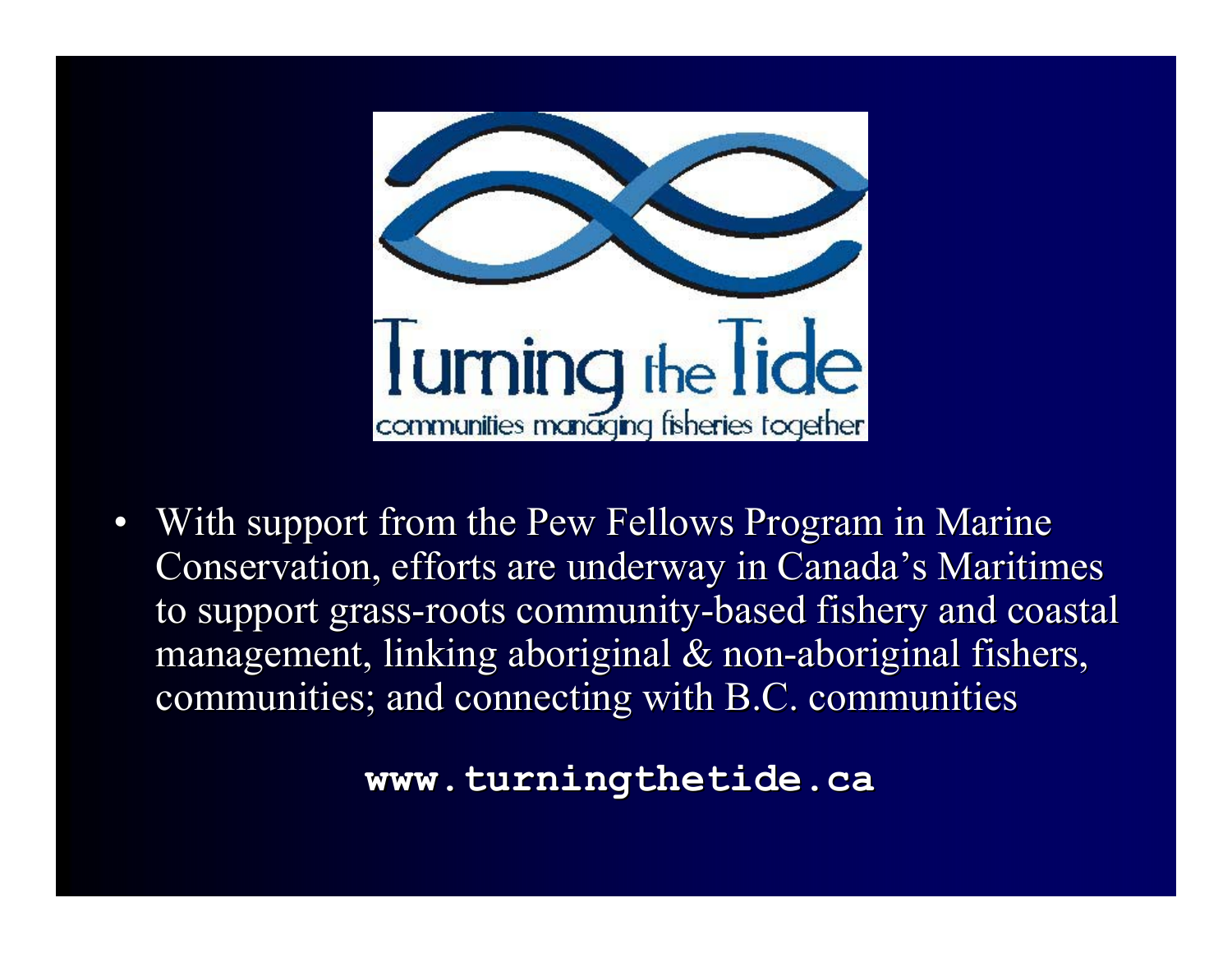Turning the Tide

communities managing fisheries together

- With support from the Pew Fellows Program in Marine Conservation, efforts are underway in Canada's Maritimes to support grass-roots community-based fishery and coastal management, linking aboriginal & non-aboriginal fishers, communities; and connecting with B.C. communities

**www.turningthetide.ca**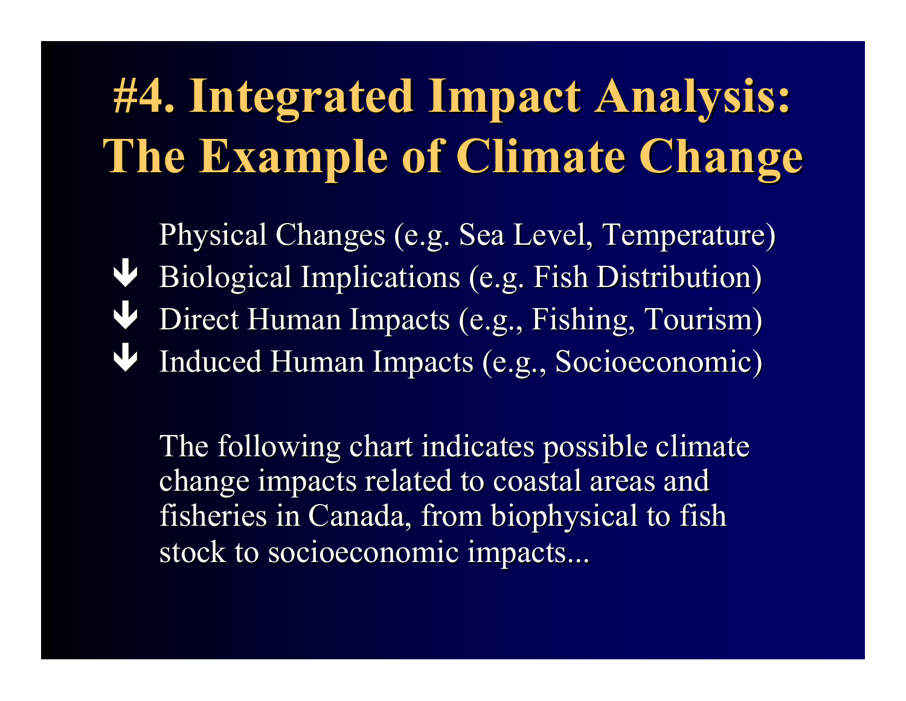# #4. Integrated Impact Analysis: The Example of Climate Change

Physical Changes (e.g. Sea Level, Temperature)

↓ Biological Implications (e.g. Fish Distribution)

↓ Direct Human Impacts (e.g., Fishing, Tourism)

↓ Induced Human Impacts (e.g., Socioeconomic)

The following chart indicates possible climate change impacts related to coastal areas and fisheries in Canada, from biophysical to fish stock to socioeconomic impacts...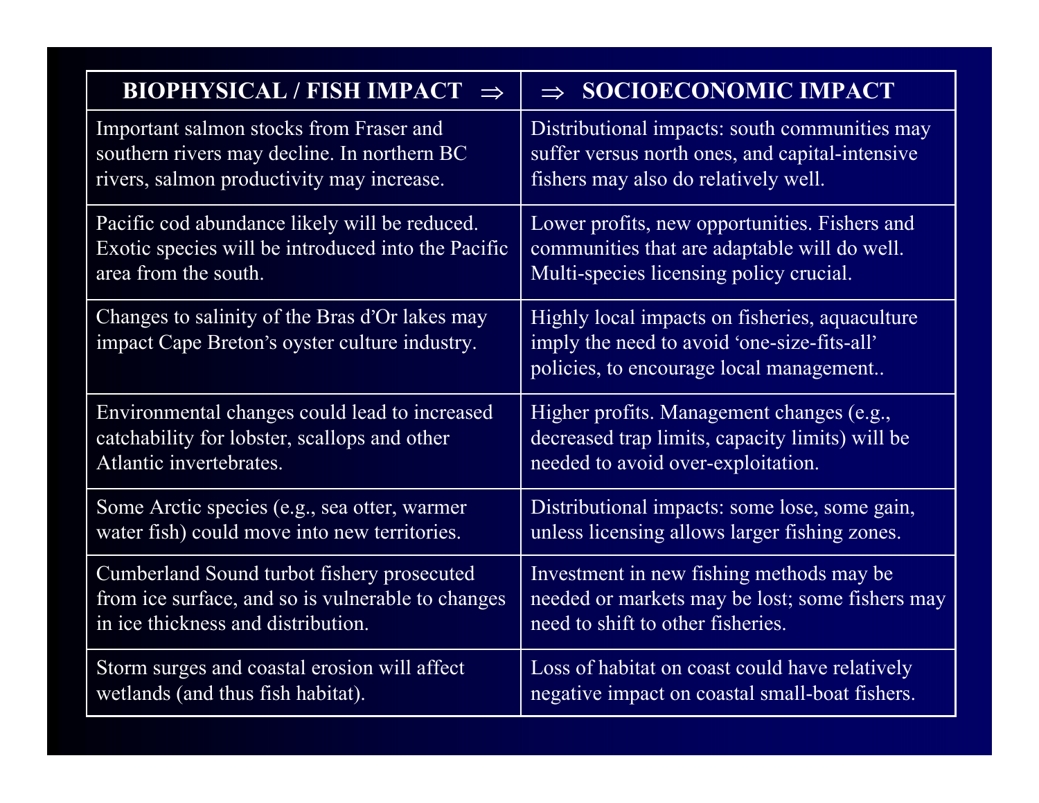| BIOPHYSICAL / FISH IMPACT ⇒ | ⇒ SOCIOECONOMIC IMPACT |
|---|---|
| Important salmon stocks from Fraser and southern rivers may decline. In northern BC rivers, salmon productivity may increase. | Distributional impacts: south communities may suffer versus north ones, and capital-intensive fishers may also do relatively well. |
| Pacific cod abundance likely will be reduced. Exotic species will be introduced into the Pacific area from the south. | Lower profits, new opportunities. Fishers and communities that are adaptable will do well. Multi-species licensing policy crucial. |
| Changes to salinity of the Bras d'Or lakes may impact Cape Breton's oyster culture industry. | Highly local impacts on fisheries, aquaculture imply the need to avoid 'one-size-fits-all' policies, to encourage local management.. |
| Environmental changes could lead to increased catchability for lobster, scallops and other Atlantic invertebrates. | Higher profits. Management changes (e.g., decreased trap limits, capacity limits) will be needed to avoid over-exploitation. |
| Some Arctic species (e.g., sea otter, warmer water fish) could move into new territories. | Distributional impacts: some lose, some gain, unless licensing allows larger fishing zones. |
| Cumberland Sound turbot fishery prosecuted from ice surface, and so is vulnerable to changes in ice thickness and distribution. | Investment in new fishing methods may be needed or markets may be lost; some fishers may need to shift to other fisheries. |
| Storm surges and coastal erosion will affect wetlands (and thus fish habitat). | Loss of habitat on coast could have relatively negative impact on coastal small-boat fishers. |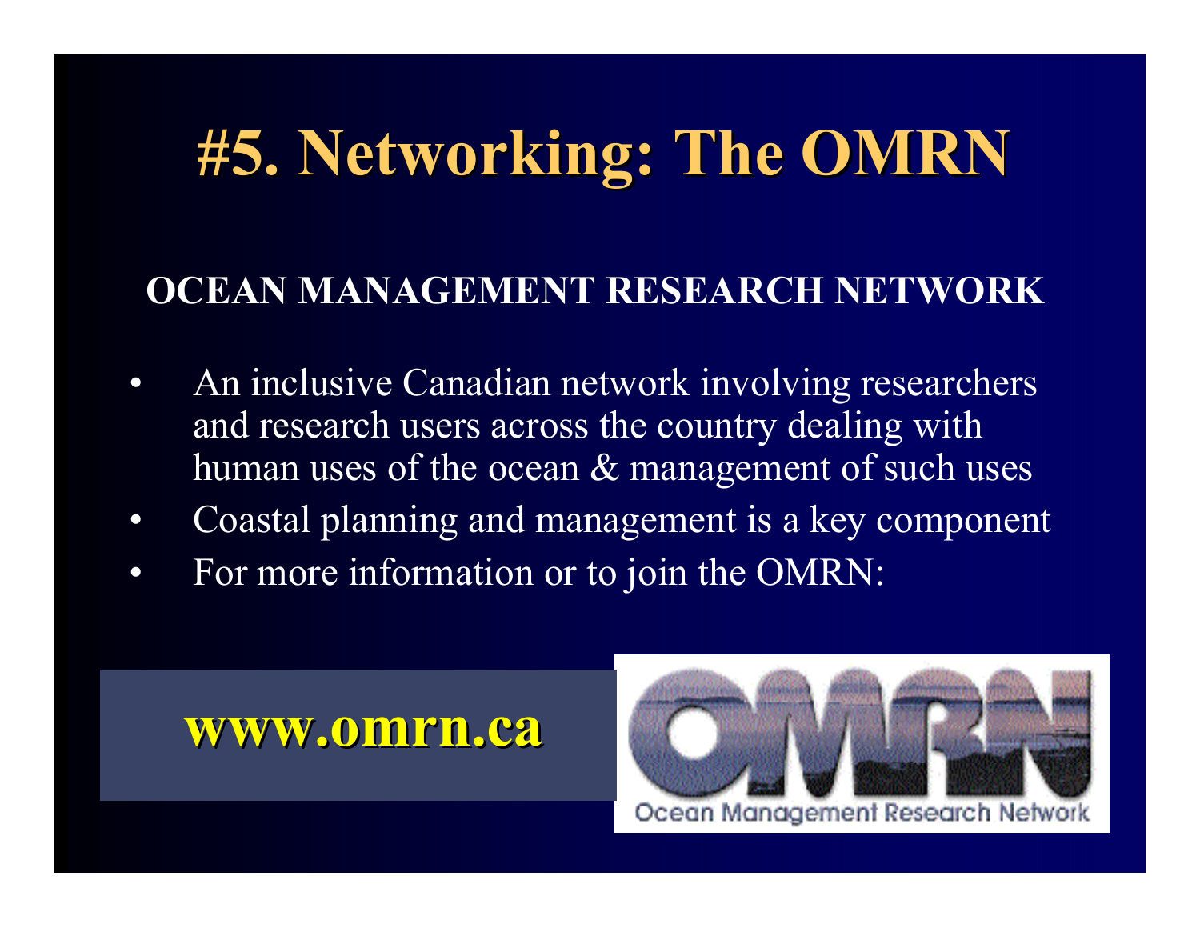# #5. Networking: The OMRN

**OCEAN MANAGEMENT RESEARCH NETWORK**

- An inclusive Canadian network involving researchers and research users across the country dealing with human uses of the ocean & management of such uses
- Coastal planning and management is a key component
- For more information or to join the OMRN:

**www.omrn.ca**

OMRN

Ocean Management Research Network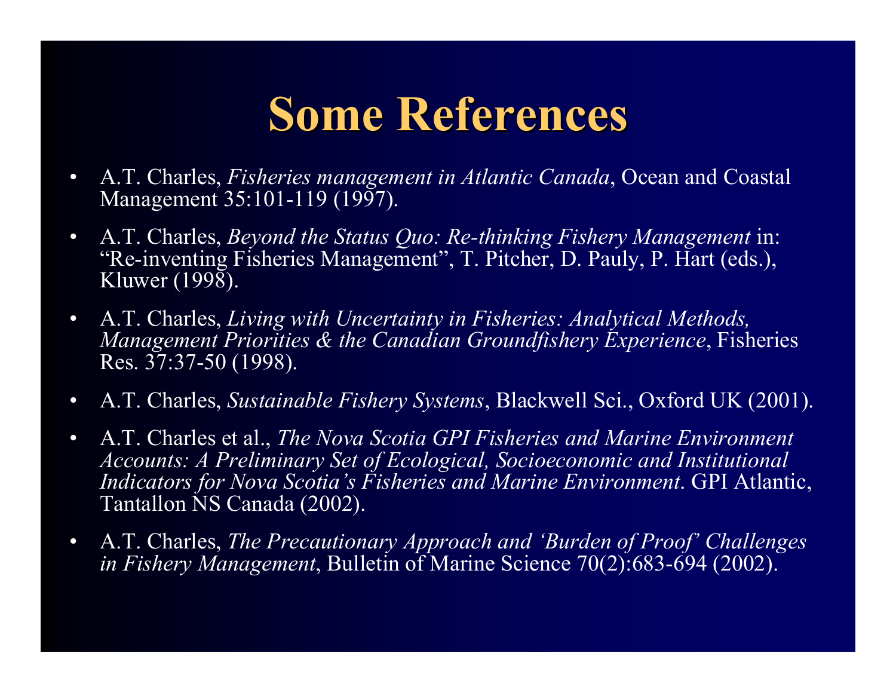# Some References

- A.T. Charles, *Fisheries management in Atlantic Canada*, Ocean and Coastal Management 35:101-119 (1997).
- A.T. Charles, *Beyond the Status Quo: Re-thinking Fishery Management* in: “Re-inventing Fisheries Management”, T. Pitcher, D. Pauly, P. Hart (eds.), Kluwer (1998).
- A.T. Charles, *Living with Uncertainty in Fisheries: Analytical Methods, Management Priorities & the Canadian Groundfishery Experience*, Fisheries Res. 37:37-50 (1998).
- A.T. Charles, *Sustainable Fishery Systems*, Blackwell Sci., Oxford UK (2001).
- A.T. Charles et al., *The Nova Scotia GPI Fisheries and Marine Environment Accounts: A Preliminary Set of Ecological, Socioeconomic and Institutional Indicators for Nova Scotia’s Fisheries and Marine Environment*. GPI Atlantic, Tantallon NS Canada (2002).
- A.T. Charles, *The Precautionary Approach and ‘Burden of Proof’ Challenges in Fishery Management*, Bulletin of Marine Science 70(2):683-694 (2002).